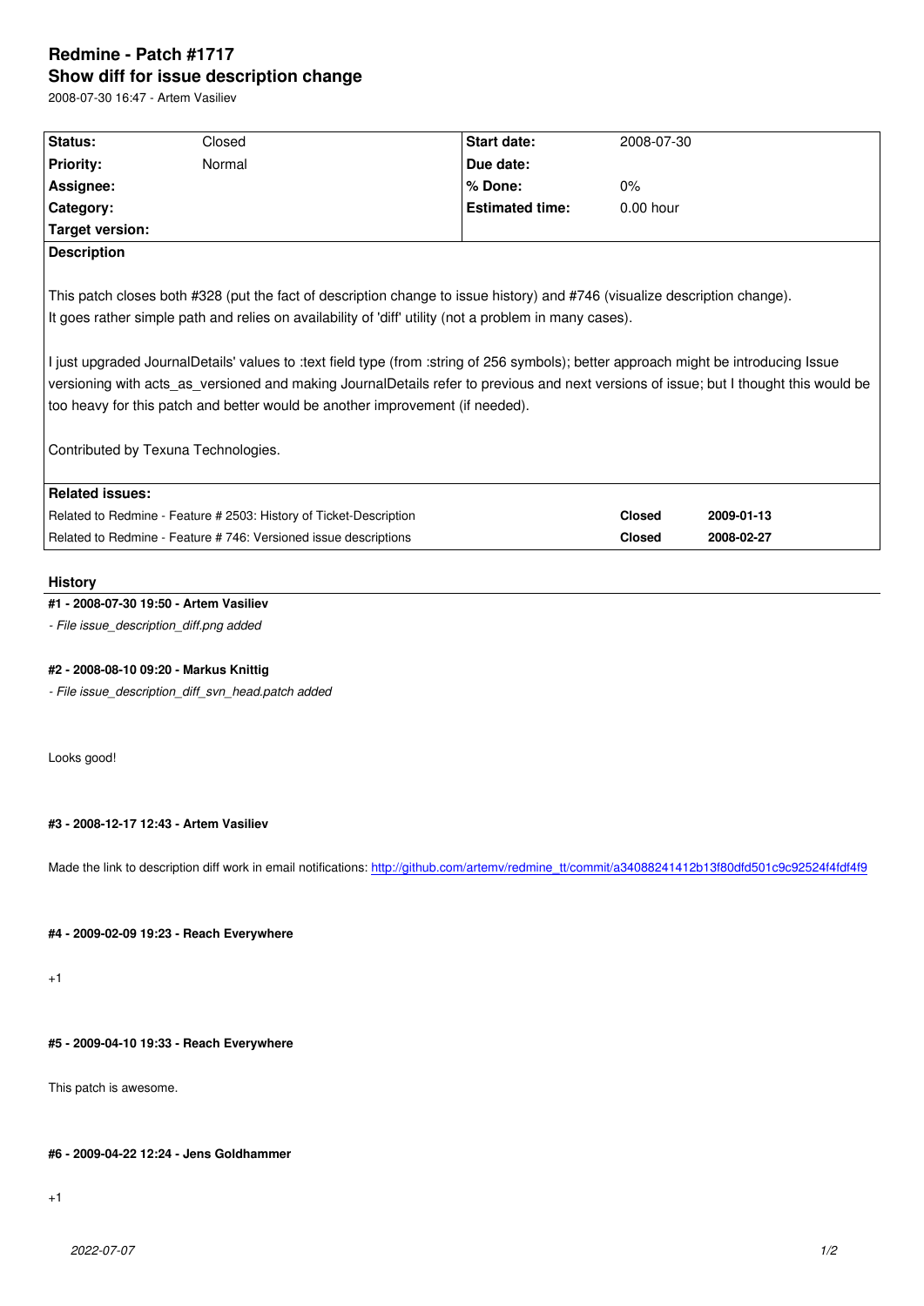# Redmine - Patch #1717

## Show diff for issue description change

2008-07-30 16:47 - Artem Vasiliev

| | | | |
|---|---|---|---|
| **Status:** | Closed | **Start date:** | 2008-07-30 |
| **Priority:** | Normal | **Due date:** | |
| **Assignee:** | | **% Done:** | 0% |
| **Category:** | | **Estimated time:** | 0.00 hour |
| **Target version:** | | | |

**Description**

This patch closes both #328 (put the fact of description change to issue history) and #746 (visualize description change).
It goes rather simple path and relies on availability of 'diff' utility (not a problem in many cases).

I just upgraded JournalDetails' values to :text field type (from :string of 256 symbols); better approach might be introducing Issue versioning with acts_as_versioned and making JournalDetails refer to previous and next versions of issue; but I thought this would be too heavy for this patch and better would be another improvement (if needed).

Contributed by Texuna Technologies.

**Related issues:**

| | | |
|---|---|---|
| Related to Redmine - Feature # 2503: History of Ticket-Description | **Closed** | **2009-01-13** |
| Related to Redmine - Feature # 746: Versioned issue descriptions | **Closed** | **2008-02-27** |

### History

**#1 - 2008-07-30 19:50 - Artem Vasiliev**

*- File issue_description_diff.png added*

**#2 - 2008-08-10 09:20 - Markus Knittig**

*- File issue_description_diff_svn_head.patch added*

Looks good!

**#3 - 2008-12-17 12:43 - Artem Vasiliev**

Made the link to description diff work in email notifications: http://github.com/artemv/redmine_tt/commit/a34088241412b13f80dfd501c9c92524f4fdf4f9

**#4 - 2009-02-09 19:23 - Reach Everywhere**

+1

**#5 - 2009-04-10 19:33 - Reach Everywhere**

This patch is awesome.

**#6 - 2009-04-22 12:24 - Jens Goldhammer**

+1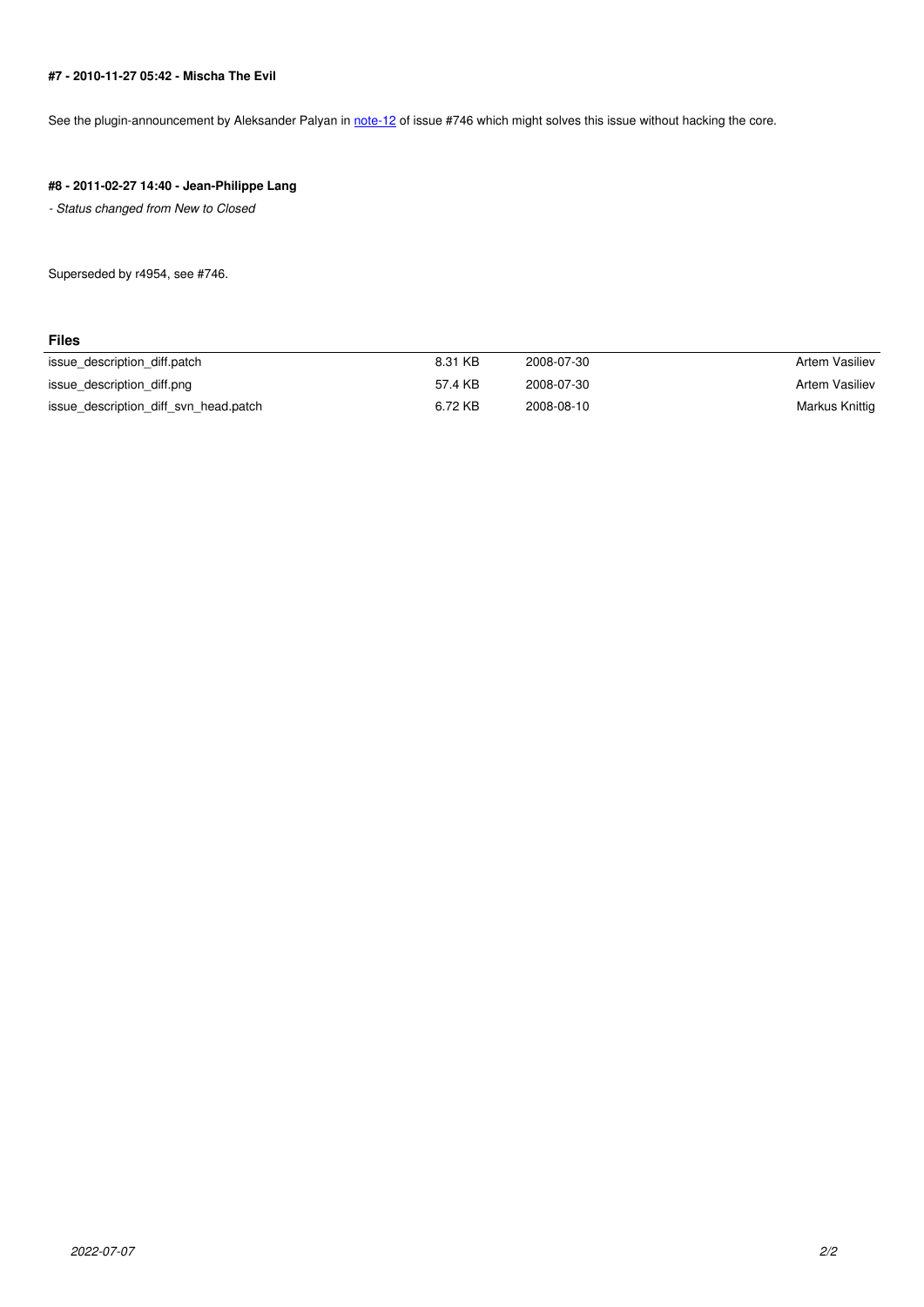#### #7 - 2010-11-27 05:42 - Mischa The Evil

See the plugin-announcement by Aleksander Palyan in note-12 of issue #746 which might solves this issue without hacking the core.

#### #8 - 2011-02-27 14:40 - Jean-Philippe Lang

*- Status changed from New to Closed*

Superseded by r4954, see #746.

### Files

| | | | |
|---|---|---|---|
| issue_description_diff.patch | 8.31 KB | 2008-07-30 | Artem Vasiliev |
| issue_description_diff.png | 57.4 KB | 2008-07-30 | Artem Vasiliev |
| issue_description_diff_svn_head.patch | 6.72 KB | 2008-08-10 | Markus Knittig |